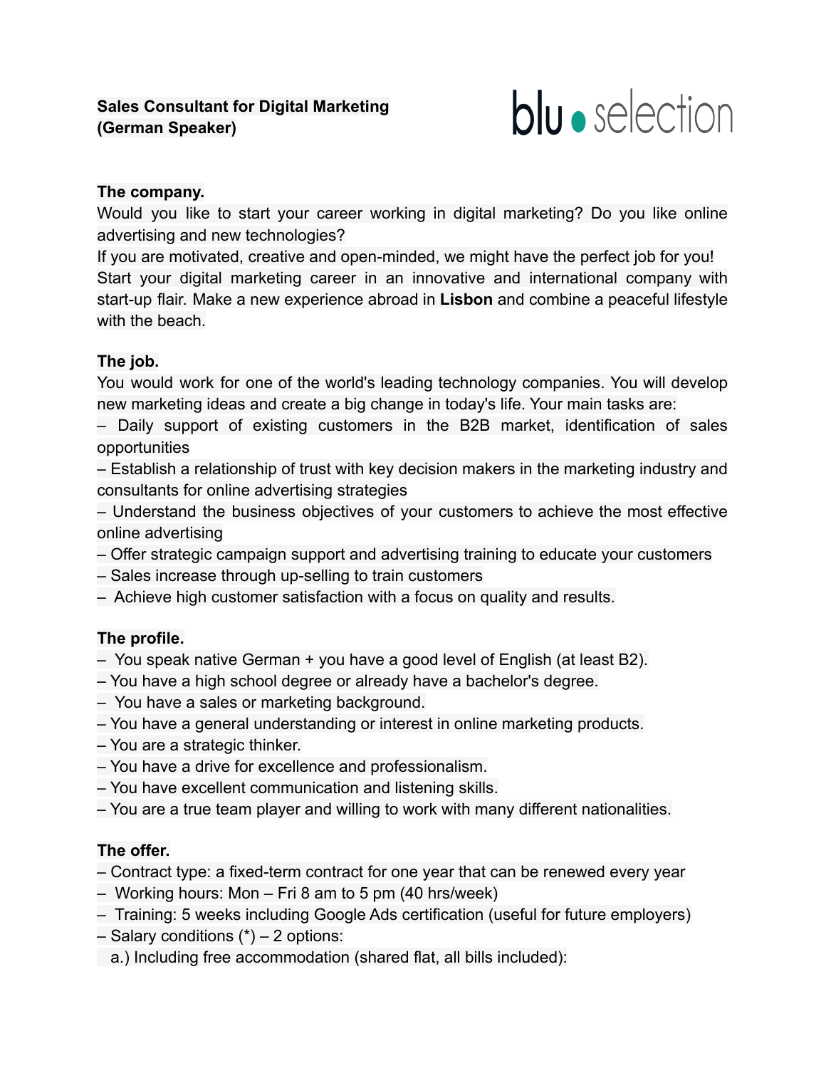**Sales Consultant for Digital Marketing (German Speaker)**

blu selection

**The company.**

Would you like to start your career working in digital marketing? Do you like online advertising and new technologies?

If you are motivated, creative and open-minded, we might have the perfect job for you!

Start your digital marketing career in an innovative and international company with start-up flair. Make a new experience abroad in **Lisbon** and combine a peaceful lifestyle with the beach.

**The job.**

You would work for one of the world's leading technology companies. You will develop new marketing ideas and create a big change in today's life. Your main tasks are:

– Daily support of existing customers in the B2B market, identification of sales opportunities
– Establish a relationship of trust with key decision makers in the marketing industry and consultants for online advertising strategies
– Understand the business objectives of your customers to achieve the most effective online advertising
– Offer strategic campaign support and advertising training to educate your customers
– Sales increase through up-selling to train customers
– Achieve high customer satisfaction with a focus on quality and results.

**The profile.**

– You speak native German + you have a good level of English (at least B2).
– You have a high school degree or already have a bachelor's degree.
– You have a sales or marketing background.
– You have a general understanding or interest in online marketing products.
– You are a strategic thinker.
– You have a drive for excellence and professionalism.
– You have excellent communication and listening skills.
– You are a true team player and willing to work with many different nationalities.

**The offer.**

– Contract type: a fixed-term contract for one year that can be renewed every year
– Working hours: Mon – Fri 8 am to 5 pm (40 hrs/week)
– Training: 5 weeks including Google Ads certification (useful for future employers)
– Salary conditions (*) – 2 options:
  a.) Including free accommodation (shared flat, all bills included):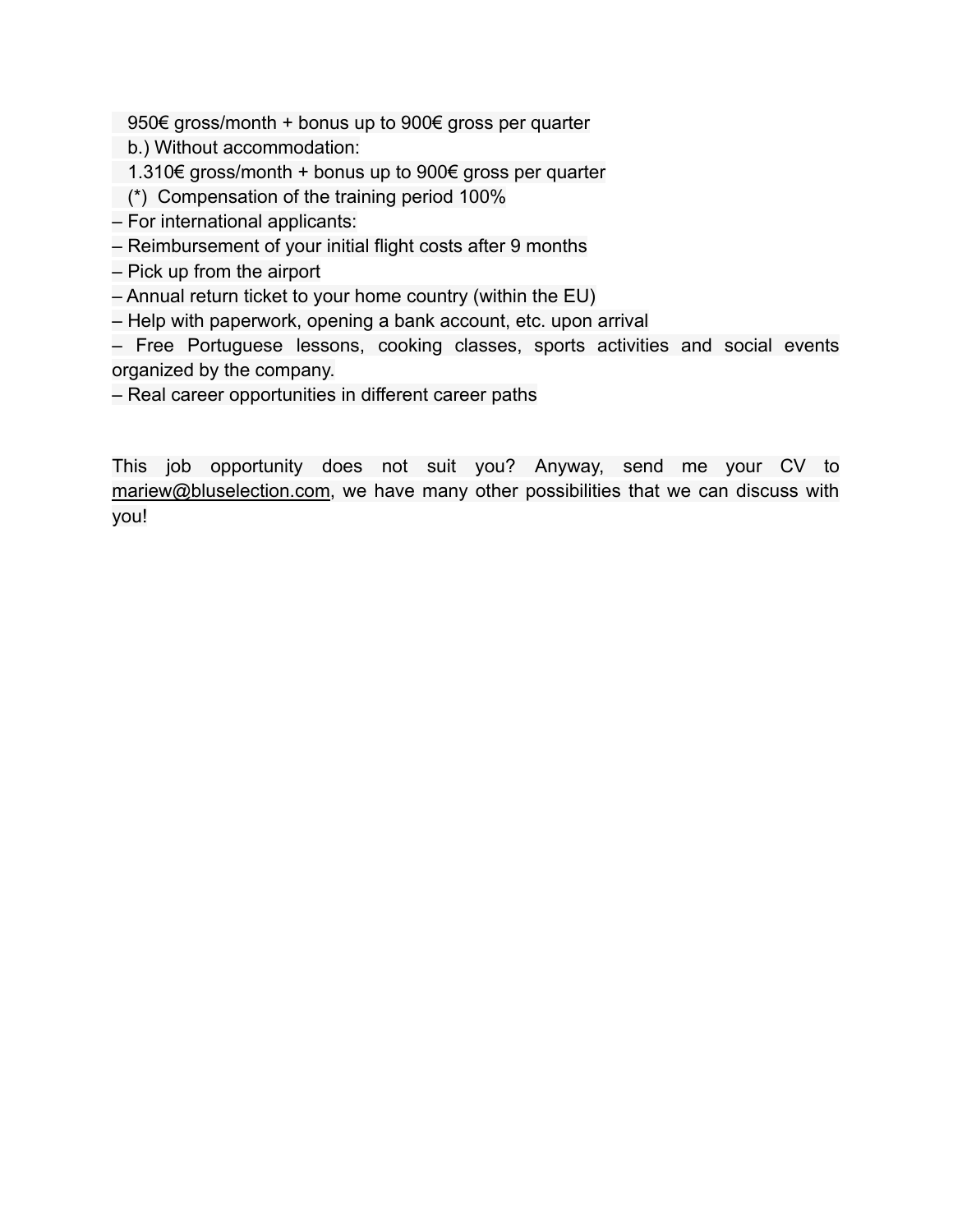950€ gross/month + bonus up to 900€ gross per quarter

b.) Without accommodation:

1.310€ gross/month + bonus up to 900€ gross per quarter

(*) Compensation of the training period 100%

– For international applicants:
– Reimbursement of your initial flight costs after 9 months
– Pick up from the airport
– Annual return ticket to your home country (within the EU)
– Help with paperwork, opening a bank account, etc. upon arrival
– Free Portuguese lessons, cooking classes, sports activities and social events organized by the company.
– Real career opportunities in different career paths

This job opportunity does not suit you? Anyway, send me your CV to mariew@bluselection.com, we have many other possibilities that we can discuss with you!